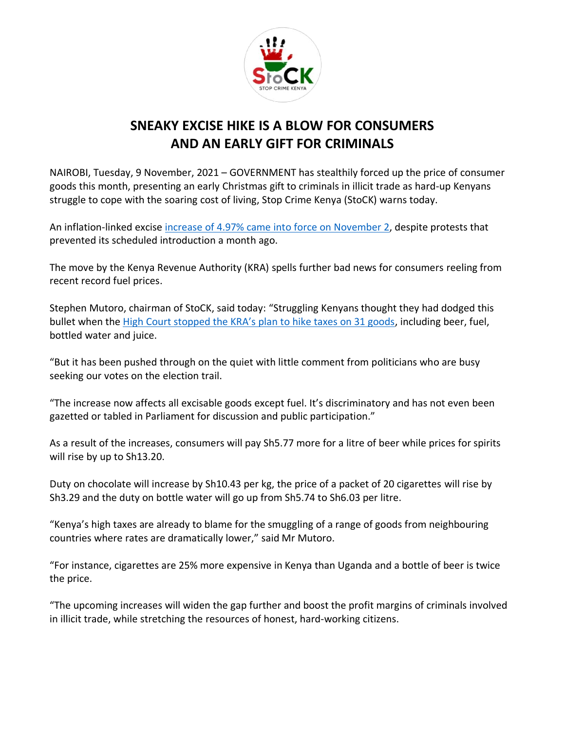# SNEAKY EXCISE HIKE IS A BLOW FOR CONSUMERS AND AN EARLY GIFT FOR CRIMINALS

NAIROBI, Tuesday, 9 November, 2021 – GOVERNMENT has stealthily forced up the price of consumer goods this month, presenting an early Christmas gift to criminals in illicit trade as hard-up Kenyans struggle to cope with the soaring cost of living, Stop Crime Kenya (StoCK) warns today.

An inflation-linked excise increase of 4.97% came into force on November 2, despite protests that prevented its scheduled introduction a month ago.

The move by the Kenya Revenue Authority (KRA) spells further bad news for consumers reeling from recent record fuel prices.

Stephen Mutoro, chairman of StoCK, said today: "Struggling Kenyans thought they had dodged this bullet when the High Court stopped the KRA's plan to hike taxes on 31 goods, including beer, fuel, bottled water and juice.

"But it has been pushed through on the quiet with little comment from politicians who are busy seeking our votes on the election trail.

"The increase now affects all excisable goods except fuel. It's discriminatory and has not even been gazetted or tabled in Parliament for discussion and public participation."

As a result of the increases, consumers will pay Sh5.77 more for a litre of beer while prices for spirits will rise by up to Sh13.20.

Duty on chocolate will increase by Sh10.43 per kg, the price of a packet of 20 cigarettes will rise by Sh3.29 and the duty on bottle water will go up from Sh5.74 to Sh6.03 per litre.

"Kenya's high taxes are already to blame for the smuggling of a range of goods from neighbouring countries where rates are dramatically lower," said Mr Mutoro.

"For instance, cigarettes are 25% more expensive in Kenya than Uganda and a bottle of beer is twice the price.

"The upcoming increases will widen the gap further and boost the profit margins of criminals involved in illicit trade, while stretching the resources of honest, hard-working citizens.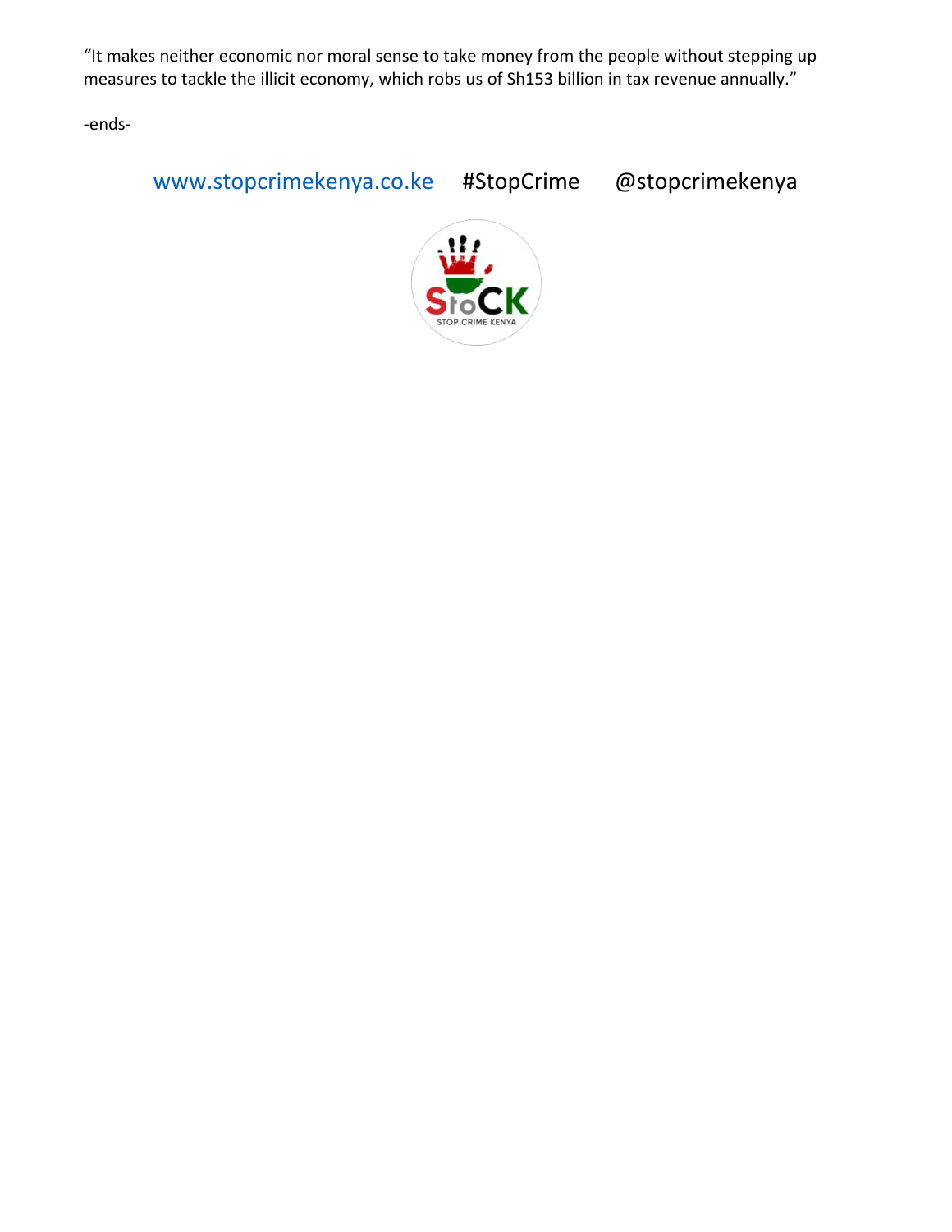"It makes neither economic nor moral sense to take money from the people without stepping up measures to tackle the illicit economy, which robs us of Sh153 billion in tax revenue annually."

-ends-

www.stopcrimekenya.co.ke #StopCrime @stopcrimekenya